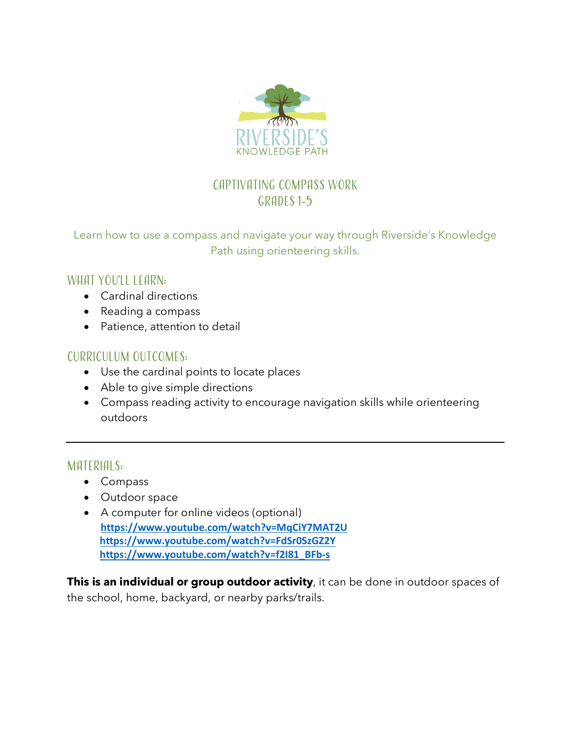RIVERSIDE'S
KNOWLEDGE PATH

# Captivating Compass Work
## Grades 1-5

Learn how to use a compass and navigate your way through Riverside's Knowledge Path using orienteering skills.

### What you'll learn:

- Cardinal directions
- Reading a compass
- Patience, attention to detail

### Curriculum Outcomes:

- Use the cardinal points to locate places
- Able to give simple directions
- Compass reading activity to encourage navigation skills while orienteering outdoors

---

### Materials:

- Compass
- Outdoor space
- A computer for online videos (optional)
  **https://www.youtube.com/watch?v=MqCiY7MAT2U**
  **https://www.youtube.com/watch?v=FdSr0SzGZ2Y**
  **https://www.youtube.com/watch?v=f2I81_BFb-s**

**This is an individual or group outdoor activity**, it can be done in outdoor spaces of the school, home, backyard, or nearby parks/trails.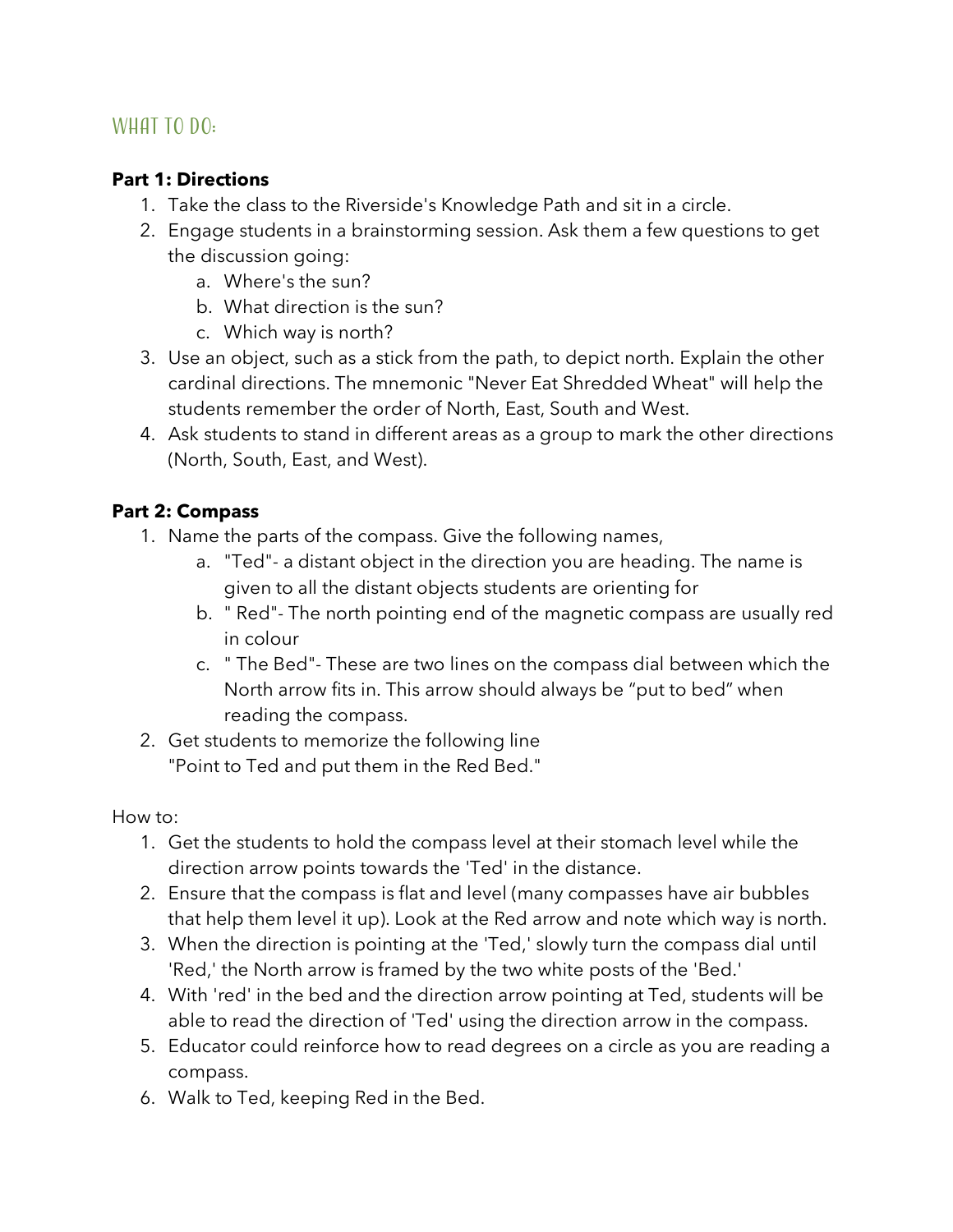## WHAT TO DO:

**Part 1: Directions**

1. Take the class to the Riverside's Knowledge Path and sit in a circle.
2. Engage students in a brainstorming session. Ask them a few questions to get the discussion going:
   a. Where's the sun?
   b. What direction is the sun?
   c. Which way is north?
3. Use an object, such as a stick from the path, to depict north. Explain the other cardinal directions. The mnemonic "Never Eat Shredded Wheat" will help the students remember the order of North, East, South and West.
4. Ask students to stand in different areas as a group to mark the other directions (North, South, East, and West).

**Part 2: Compass**

1. Name the parts of the compass. Give the following names,
   a. "Ted"- a distant object in the direction you are heading. The name is given to all the distant objects students are orienting for
   b. " Red"- The north pointing end of the magnetic compass are usually red in colour
   c. " The Bed"- These are two lines on the compass dial between which the North arrow fits in. This arrow should always be "put to bed" when reading the compass.
2. Get students to memorize the following line
   "Point to Ted and put them in the Red Bed."

How to:

1. Get the students to hold the compass level at their stomach level while the direction arrow points towards the 'Ted' in the distance.
2. Ensure that the compass is flat and level (many compasses have air bubbles that help them level it up). Look at the Red arrow and note which way is north.
3. When the direction is pointing at the 'Ted,' slowly turn the compass dial until 'Red,' the North arrow is framed by the two white posts of the 'Bed.'
4. With 'red' in the bed and the direction arrow pointing at Ted, students will be able to read the direction of 'Ted' using the direction arrow in the compass.
5. Educator could reinforce how to read degrees on a circle as you are reading a compass.
6. Walk to Ted, keeping Red in the Bed.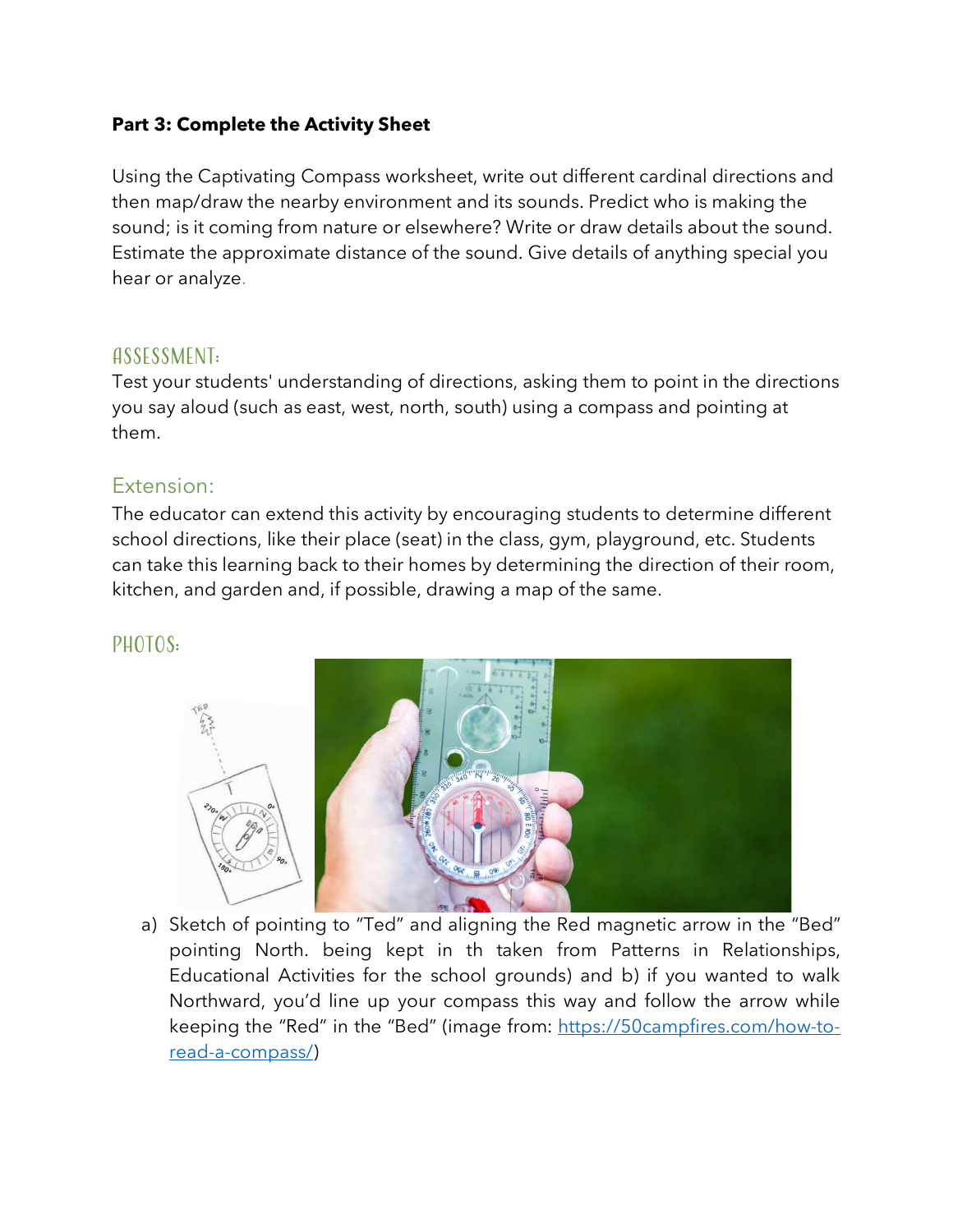**Part 3: Complete the Activity Sheet**

Using the Captivating Compass worksheet, write out different cardinal directions and then map/draw the nearby environment and its sounds. Predict who is making the sound; is it coming from nature or elsewhere? Write or draw details about the sound. Estimate the approximate distance of the sound. Give details of anything special you hear or analyze.

## ASSESSMENT:

Test your students' understanding of directions, asking them to point in the directions you say aloud (such as east, west, north, south) using a compass and pointing at them.

## Extension:

The educator can extend this activity by encouraging students to determine different school directions, like their place (seat) in the class, gym, playground, etc. Students can take this learning back to their homes by determining the direction of their room, kitchen, and garden and, if possible, drawing a map of the same.

## PHOTOS:

a) Sketch of pointing to "Ted" and aligning the Red magnetic arrow in the "Bed" pointing North. being kept in th taken from Patterns in Relationships, Educational Activities for the school grounds) and b) if you wanted to walk Northward, you'd line up your compass this way and follow the arrow while keeping the "Red" in the "Bed" (image from: https://50campfires.com/how-to-read-a-compass/)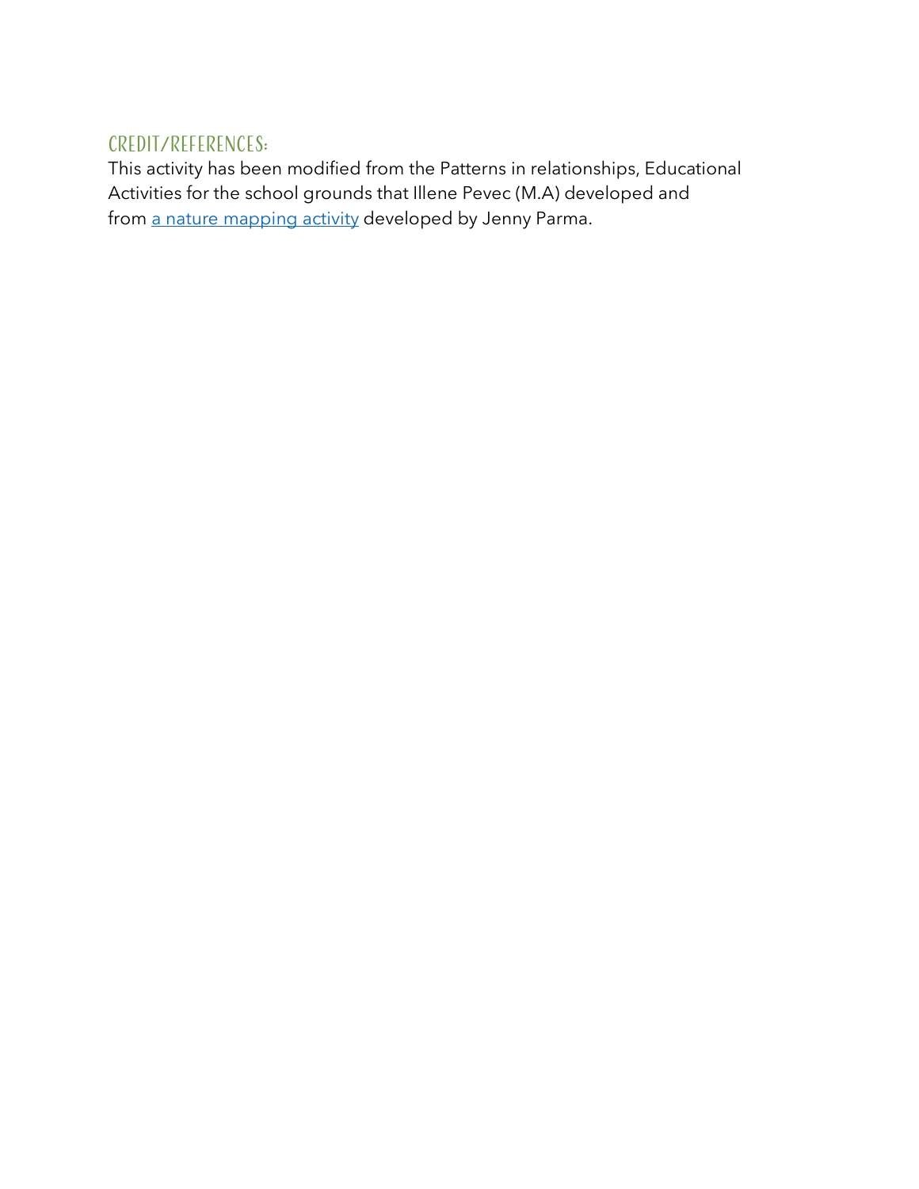## Credit/References:

This activity has been modified from the Patterns in relationships, Educational Activities for the school grounds that Illene Pevec (M.A) developed and from a nature mapping activity developed by Jenny Parma.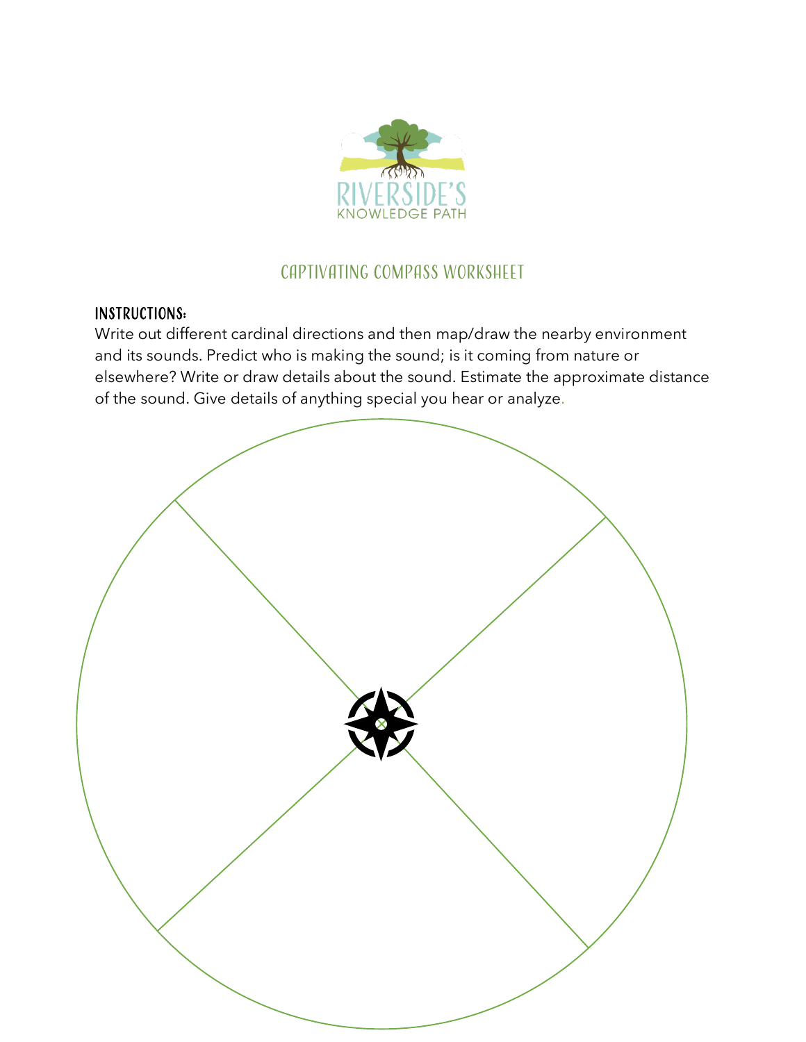RIVERSIDE'S
KNOWLEDGE PATH

## CAPTIVATING COMPASS WORKSHEET

### INSTRUCTIONS:

Write out different cardinal directions and then map/draw the nearby environment and its sounds. Predict who is making the sound; is it coming from nature or elsewhere? Write or draw details about the sound. Estimate the approximate distance of the sound. Give details of anything special you hear or analyze.